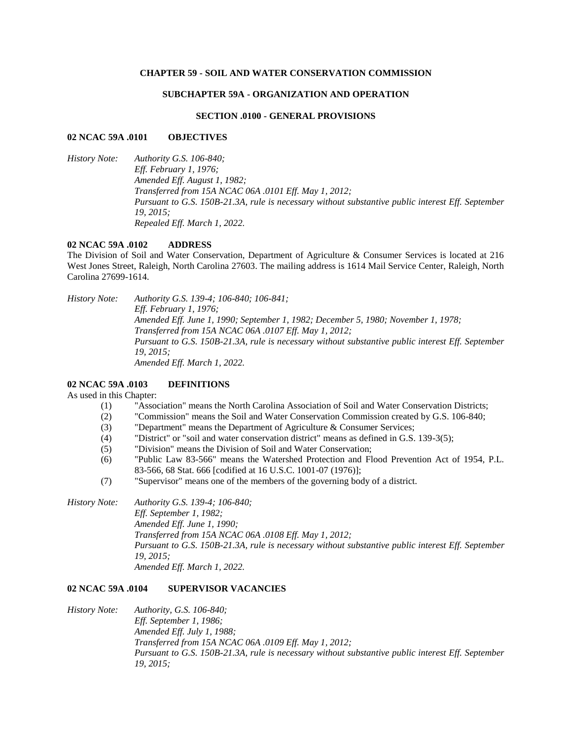# CHAPTER 59 - SOIL AND WATER CONSERVATION COMMISSION

## SUBCHAPTER 59A - ORGANIZATION AND OPERATION

### SECTION .0100 - GENERAL PROVISIONS

**02 NCAC 59A .0101 OBJECTIVES**

*History Note: Authority G.S. 106-840;*
*Eff. February 1, 1976;*
*Amended Eff. August 1, 1982;*
*Transferred from 15A NCAC 06A .0101 Eff. May 1, 2012;*
*Pursuant to G.S. 150B-21.3A, rule is necessary without substantive public interest Eff. September 19, 2015;*
*Repealed Eff. March 1, 2022.*

**02 NCAC 59A .0102 ADDRESS**

The Division of Soil and Water Conservation, Department of Agriculture & Consumer Services is located at 216 West Jones Street, Raleigh, North Carolina 27603. The mailing address is 1614 Mail Service Center, Raleigh, North Carolina 27699-1614.

*History Note: Authority G.S. 139-4; 106-840; 106-841;*
*Eff. February 1, 1976;*
*Amended Eff. June 1, 1990; September 1, 1982; December 5, 1980; November 1, 1978;*
*Transferred from 15A NCAC 06A .0107 Eff. May 1, 2012;*
*Pursuant to G.S. 150B-21.3A, rule is necessary without substantive public interest Eff. September 19, 2015;*
*Amended Eff. March 1, 2022.*

**02 NCAC 59A .0103 DEFINITIONS**

As used in this Chapter:

(1) "Association" means the North Carolina Association of Soil and Water Conservation Districts;
(2) "Commission" means the Soil and Water Conservation Commission created by G.S. 106-840;
(3) "Department" means the Department of Agriculture & Consumer Services;
(4) "District" or "soil and water conservation district" means as defined in G.S. 139-3(5);
(5) "Division" means the Division of Soil and Water Conservation;
(6) "Public Law 83-566" means the Watershed Protection and Flood Prevention Act of 1954, P.L. 83-566, 68 Stat. 666 [codified at 16 U.S.C. 1001-07 (1976)];
(7) "Supervisor" means one of the members of the governing body of a district.

*History Note: Authority G.S. 139-4; 106-840;*
*Eff. September 1, 1982;*
*Amended Eff. June 1, 1990;*
*Transferred from 15A NCAC 06A .0108 Eff. May 1, 2012;*
*Pursuant to G.S. 150B-21.3A, rule is necessary without substantive public interest Eff. September 19, 2015;*
*Amended Eff. March 1, 2022.*

**02 NCAC 59A .0104 SUPERVISOR VACANCIES**

*History Note: Authority, G.S. 106-840;*
*Eff. September 1, 1986;*
*Amended Eff. July 1, 1988;*
*Transferred from 15A NCAC 06A .0109 Eff. May 1, 2012;*
*Pursuant to G.S. 150B-21.3A, rule is necessary without substantive public interest Eff. September 19, 2015;*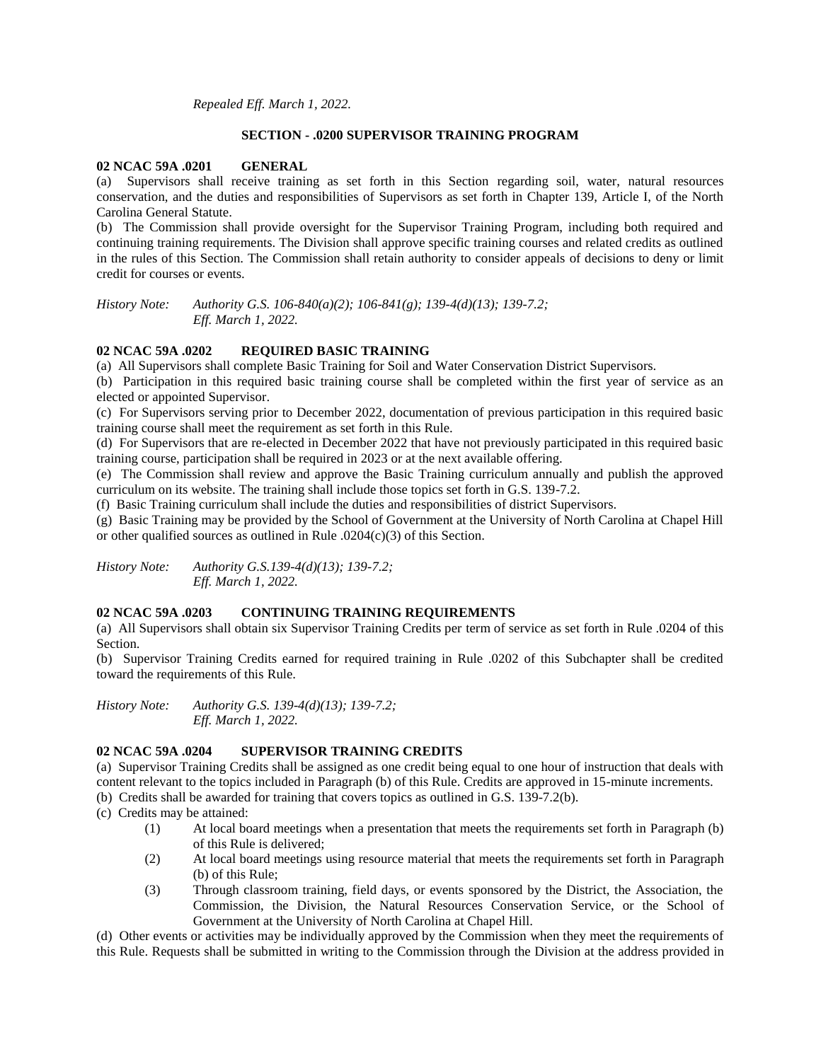*Repealed Eff. March 1, 2022.*

## SECTION - .0200 SUPERVISOR TRAINING PROGRAM

**02 NCAC 59A .0201 GENERAL**

(a) Supervisors shall receive training as set forth in this Section regarding soil, water, natural resources conservation, and the duties and responsibilities of Supervisors as set forth in Chapter 139, Article I, of the North Carolina General Statute.

(b) The Commission shall provide oversight for the Supervisor Training Program, including both required and continuing training requirements. The Division shall approve specific training courses and related credits as outlined in the rules of this Section. The Commission shall retain authority to consider appeals of decisions to deny or limit credit for courses or events.

*History Note: Authority G.S. 106-840(a)(2); 106-841(g); 139-4(d)(13); 139-7.2;*
*Eff. March 1, 2022.*

**02 NCAC 59A .0202 REQUIRED BASIC TRAINING**

(a) All Supervisors shall complete Basic Training for Soil and Water Conservation District Supervisors.

(b) Participation in this required basic training course shall be completed within the first year of service as an elected or appointed Supervisor.

(c) For Supervisors serving prior to December 2022, documentation of previous participation in this required basic training course shall meet the requirement as set forth in this Rule.

(d) For Supervisors that are re-elected in December 2022 that have not previously participated in this required basic training course, participation shall be required in 2023 or at the next available offering.

(e) The Commission shall review and approve the Basic Training curriculum annually and publish the approved curriculum on its website. The training shall include those topics set forth in G.S. 139-7.2.

(f) Basic Training curriculum shall include the duties and responsibilities of district Supervisors.

(g) Basic Training may be provided by the School of Government at the University of North Carolina at Chapel Hill or other qualified sources as outlined in Rule .0204(c)(3) of this Section.

*History Note: Authority G.S.139-4(d)(13); 139-7.2;*
*Eff. March 1, 2022.*

**02 NCAC 59A .0203 CONTINUING TRAINING REQUIREMENTS**

(a) All Supervisors shall obtain six Supervisor Training Credits per term of service as set forth in Rule .0204 of this Section.

(b) Supervisor Training Credits earned for required training in Rule .0202 of this Subchapter shall be credited toward the requirements of this Rule.

*History Note: Authority G.S. 139-4(d)(13); 139-7.2;*
*Eff. March 1, 2022.*

**02 NCAC 59A .0204 SUPERVISOR TRAINING CREDITS**

(a) Supervisor Training Credits shall be assigned as one credit being equal to one hour of instruction that deals with content relevant to the topics included in Paragraph (b) of this Rule. Credits are approved in 15-minute increments.

(b) Credits shall be awarded for training that covers topics as outlined in G.S. 139-7.2(b).

(c) Credits may be attained:

- (1) At local board meetings when a presentation that meets the requirements set forth in Paragraph (b) of this Rule is delivered;
- (2) At local board meetings using resource material that meets the requirements set forth in Paragraph (b) of this Rule;
- (3) Through classroom training, field days, or events sponsored by the District, the Association, the Commission, the Division, the Natural Resources Conservation Service, or the School of Government at the University of North Carolina at Chapel Hill.

(d) Other events or activities may be individually approved by the Commission when they meet the requirements of this Rule. Requests shall be submitted in writing to the Commission through the Division at the address provided in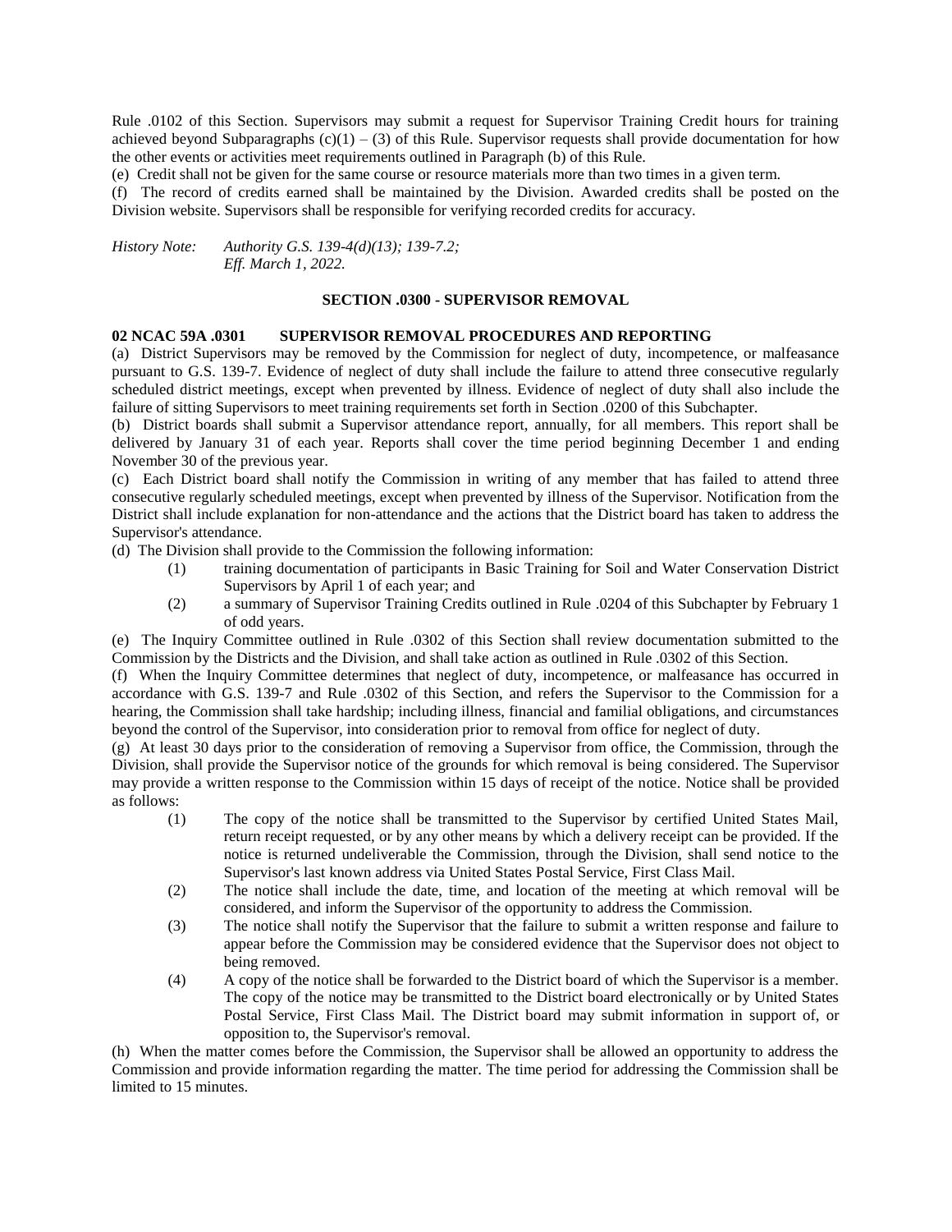Rule .0102 of this Section. Supervisors may submit a request for Supervisor Training Credit hours for training achieved beyond Subparagraphs (c)(1) – (3) of this Rule. Supervisor requests shall provide documentation for how the other events or activities meet requirements outlined in Paragraph (b) of this Rule.

(e) Credit shall not be given for the same course or resource materials more than two times in a given term.

(f) The record of credits earned shall be maintained by the Division. Awarded credits shall be posted on the Division website. Supervisors shall be responsible for verifying recorded credits for accuracy.

*History Note: Authority G.S. 139-4(d)(13); 139-7.2;*
*Eff. March 1, 2022.*

## SECTION .0300 - SUPERVISOR REMOVAL

### 02 NCAC 59A .0301 SUPERVISOR REMOVAL PROCEDURES AND REPORTING

(a) District Supervisors may be removed by the Commission for neglect of duty, incompetence, or malfeasance pursuant to G.S. 139-7. Evidence of neglect of duty shall include the failure to attend three consecutive regularly scheduled district meetings, except when prevented by illness. Evidence of neglect of duty shall also include the failure of sitting Supervisors to meet training requirements set forth in Section .0200 of this Subchapter.

(b) District boards shall submit a Supervisor attendance report, annually, for all members. This report shall be delivered by January 31 of each year. Reports shall cover the time period beginning December 1 and ending November 30 of the previous year.

(c) Each District board shall notify the Commission in writing of any member that has failed to attend three consecutive regularly scheduled meetings, except when prevented by illness of the Supervisor. Notification from the District shall include explanation for non-attendance and the actions that the District board has taken to address the Supervisor's attendance.

(d) The Division shall provide to the Commission the following information:

- (1) training documentation of participants in Basic Training for Soil and Water Conservation District Supervisors by April 1 of each year; and
- (2) a summary of Supervisor Training Credits outlined in Rule .0204 of this Subchapter by February 1 of odd years.

(e) The Inquiry Committee outlined in Rule .0302 of this Section shall review documentation submitted to the Commission by the Districts and the Division, and shall take action as outlined in Rule .0302 of this Section.

(f) When the Inquiry Committee determines that neglect of duty, incompetence, or malfeasance has occurred in accordance with G.S. 139-7 and Rule .0302 of this Section, and refers the Supervisor to the Commission for a hearing, the Commission shall take hardship; including illness, financial and familial obligations, and circumstances beyond the control of the Supervisor, into consideration prior to removal from office for neglect of duty.

(g) At least 30 days prior to the consideration of removing a Supervisor from office, the Commission, through the Division, shall provide the Supervisor notice of the grounds for which removal is being considered. The Supervisor may provide a written response to the Commission within 15 days of receipt of the notice. Notice shall be provided as follows:

- (1) The copy of the notice shall be transmitted to the Supervisor by certified United States Mail, return receipt requested, or by any other means by which a delivery receipt can be provided. If the notice is returned undeliverable the Commission, through the Division, shall send notice to the Supervisor's last known address via United States Postal Service, First Class Mail.
- (2) The notice shall include the date, time, and location of the meeting at which removal will be considered, and inform the Supervisor of the opportunity to address the Commission.
- (3) The notice shall notify the Supervisor that the failure to submit a written response and failure to appear before the Commission may be considered evidence that the Supervisor does not object to being removed.
- (4) A copy of the notice shall be forwarded to the District board of which the Supervisor is a member. The copy of the notice may be transmitted to the District board electronically or by United States Postal Service, First Class Mail. The District board may submit information in support of, or opposition to, the Supervisor's removal.

(h) When the matter comes before the Commission, the Supervisor shall be allowed an opportunity to address the Commission and provide information regarding the matter. The time period for addressing the Commission shall be limited to 15 minutes.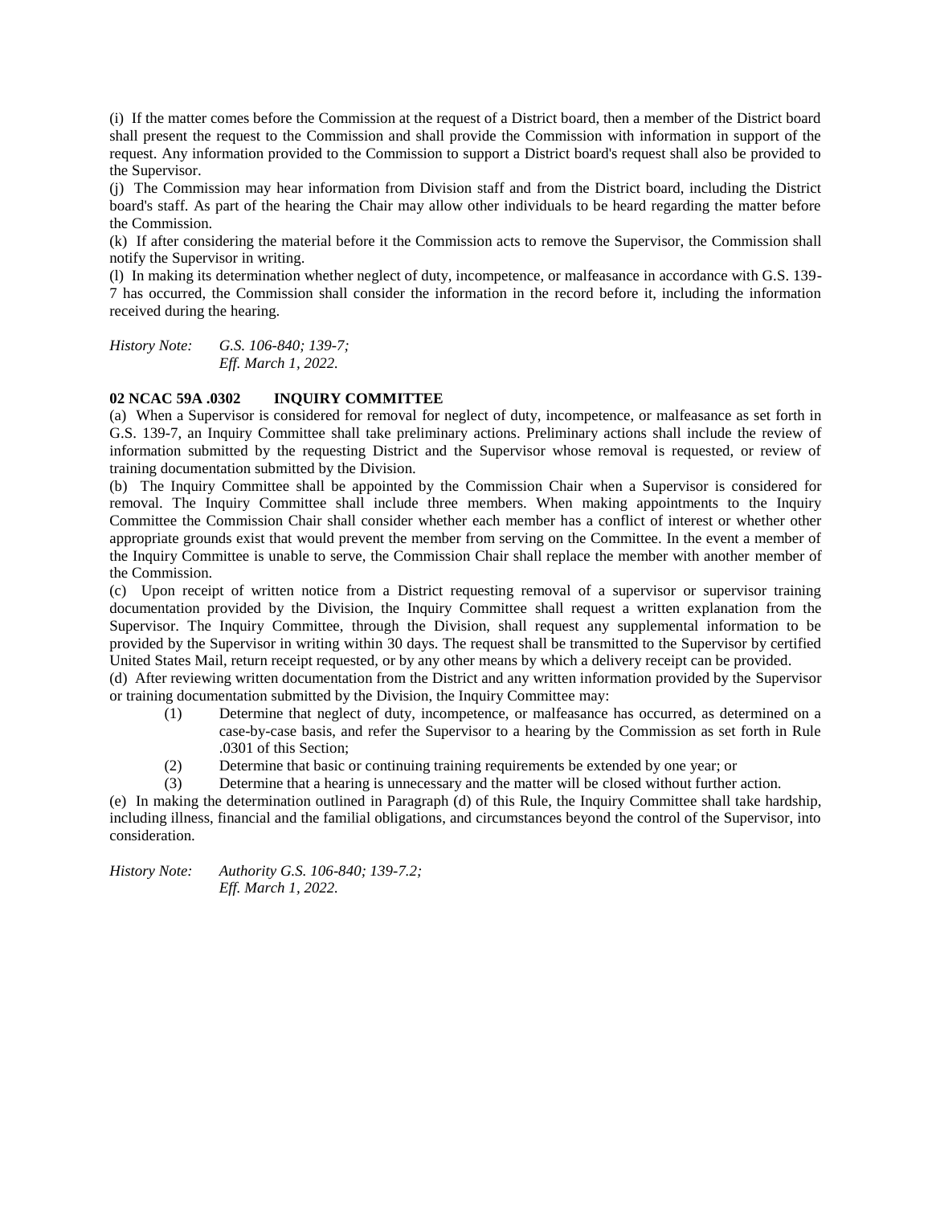(i) If the matter comes before the Commission at the request of a District board, then a member of the District board shall present the request to the Commission and shall provide the Commission with information in support of the request. Any information provided to the Commission to support a District board's request shall also be provided to the Supervisor.

(j) The Commission may hear information from Division staff and from the District board, including the District board's staff. As part of the hearing the Chair may allow other individuals to be heard regarding the matter before the Commission.

(k) If after considering the material before it the Commission acts to remove the Supervisor, the Commission shall notify the Supervisor in writing.

(l) In making its determination whether neglect of duty, incompetence, or malfeasance in accordance with G.S. 139-7 has occurred, the Commission shall consider the information in the record before it, including the information received during the hearing.

*History Note: G.S. 106-840; 139-7;*
*Eff. March 1, 2022.*

**02 NCAC 59A .0302 INQUIRY COMMITTEE**

(a) When a Supervisor is considered for removal for neglect of duty, incompetence, or malfeasance as set forth in G.S. 139-7, an Inquiry Committee shall take preliminary actions. Preliminary actions shall include the review of information submitted by the requesting District and the Supervisor whose removal is requested, or review of training documentation submitted by the Division.

(b) The Inquiry Committee shall be appointed by the Commission Chair when a Supervisor is considered for removal. The Inquiry Committee shall include three members. When making appointments to the Inquiry Committee the Commission Chair shall consider whether each member has a conflict of interest or whether other appropriate grounds exist that would prevent the member from serving on the Committee. In the event a member of the Inquiry Committee is unable to serve, the Commission Chair shall replace the member with another member of the Commission.

(c) Upon receipt of written notice from a District requesting removal of a supervisor or supervisor training documentation provided by the Division, the Inquiry Committee shall request a written explanation from the Supervisor. The Inquiry Committee, through the Division, shall request any supplemental information to be provided by the Supervisor in writing within 30 days. The request shall be transmitted to the Supervisor by certified United States Mail, return receipt requested, or by any other means by which a delivery receipt can be provided.

(d) After reviewing written documentation from the District and any written information provided by the Supervisor or training documentation submitted by the Division, the Inquiry Committee may:

(1) Determine that neglect of duty, incompetence, or malfeasance has occurred, as determined on a case-by-case basis, and refer the Supervisor to a hearing by the Commission as set forth in Rule .0301 of this Section;

(2) Determine that basic or continuing training requirements be extended by one year; or

(3) Determine that a hearing is unnecessary and the matter will be closed without further action.

(e) In making the determination outlined in Paragraph (d) of this Rule, the Inquiry Committee shall take hardship, including illness, financial and the familial obligations, and circumstances beyond the control of the Supervisor, into consideration.

*History Note: Authority G.S. 106-840; 139-7.2;*
*Eff. March 1, 2022.*